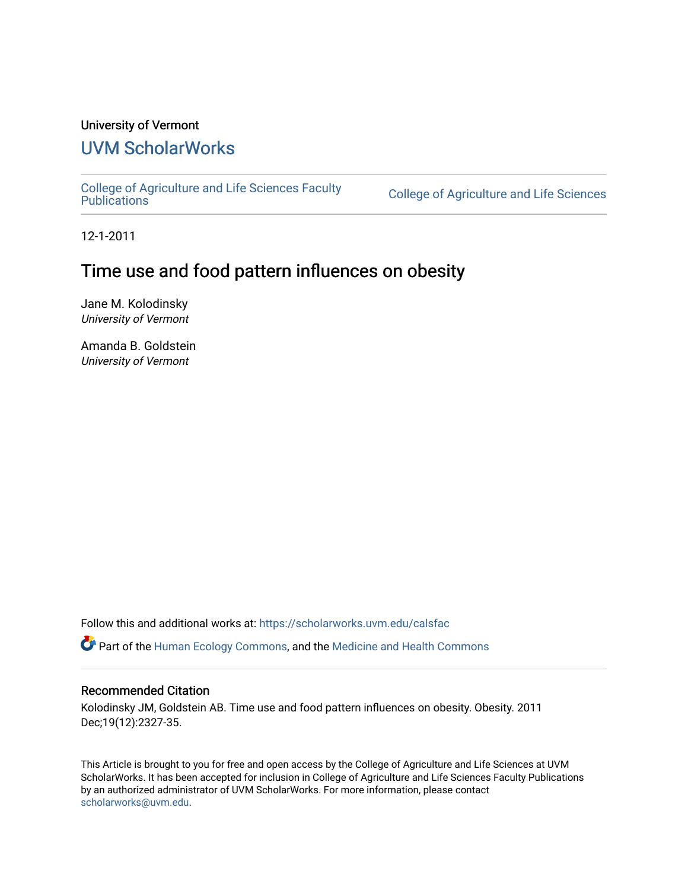University of Vermont

# UVM ScholarWorks

College of Agriculture and Life Sciences Faculty Publications | College of Agriculture and Life Sciences

12-1-2011

## Time use and food pattern influences on obesity

Jane M. Kolodinsky
*University of Vermont*

Amanda B. Goldstein
*University of Vermont*

Follow this and additional works at: https://scholarworks.uvm.edu/calsfac

Part of the Human Ecology Commons, and the Medicine and Health Commons

### Recommended Citation

Kolodinsky JM, Goldstein AB. Time use and food pattern influences on obesity. Obesity. 2011 Dec;19(12):2327-35.

This Article is brought to you for free and open access by the College of Agriculture and Life Sciences at UVM ScholarWorks. It has been accepted for inclusion in College of Agriculture and Life Sciences Faculty Publications by an authorized administrator of UVM ScholarWorks. For more information, please contact scholarworks@uvm.edu.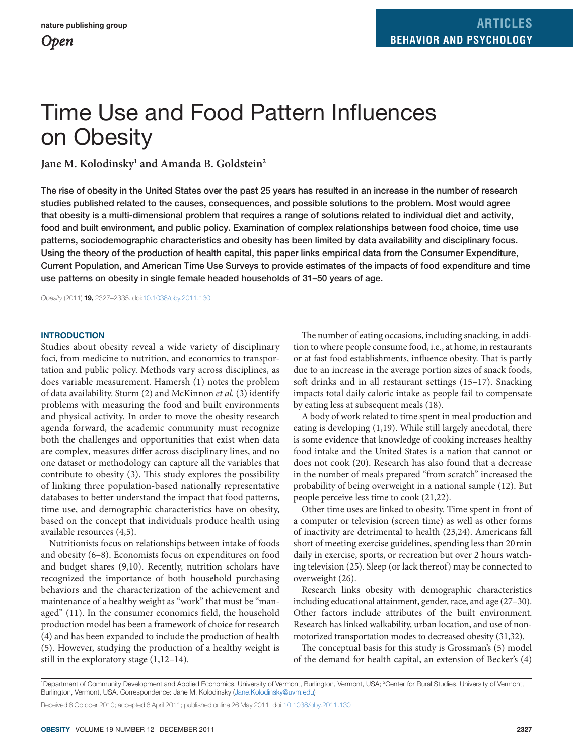Open

# Time Use and Food Pattern Influences on Obesity

**Jane M. Kolodinsky[1] and Amanda B. Goldstein[2]**

**The rise of obesity in the United States over the past 25 years has resulted in an increase in the number of research studies published related to the causes, consequences, and possible solutions to the problem. Most would agree that obesity is a multi-dimensional problem that requires a range of solutions related to individual diet and activity, food and built environment, and public policy. Examination of complex relationships between food choice, time use patterns, sociodemographic characteristics and obesity has been limited by data availability and disciplinary focus. Using the theory of the production of health capital, this paper links empirical data from the Consumer Expenditure, Current Population, and American Time Use Surveys to provide estimates of the impacts of food expenditure and time use patterns on obesity in single female headed households of 31–50 years of age.**

*Obesity* (2011) **19,** 2327–2335. doi:10.1038/oby.2011.130

## INTRODUCTION

Studies about obesity reveal a wide variety of disciplinary foci, from medicine to nutrition, and economics to transportation and public policy. Methods vary across disciplines, as does variable measurement. Hamersh (1) notes the problem of data availability. Sturm (2) and McKinnon *et al.* (3) identify problems with measuring the food and built environments and physical activity. In order to move the obesity research agenda forward, the academic community must recognize both the challenges and opportunities that exist when data are complex, measures differ across disciplinary lines, and no one dataset or methodology can capture all the variables that contribute to obesity (3). This study explores the possibility of linking three population-based nationally representative databases to better understand the impact that food patterns, time use, and demographic characteristics have on obesity, based on the concept that individuals produce health using available resources (4,5).

Nutritionists focus on relationships between intake of foods and obesity (6–8). Economists focus on expenditures on food and budget shares (9,10). Recently, nutrition scholars have recognized the importance of both household purchasing behaviors and the characterization of the achievement and maintenance of a healthy weight as "work" that must be "managed" (11). In the consumer economics field, the household production model has been a framework of choice for research (4) and has been expanded to include the production of health (5). However, studying the production of a healthy weight is still in the exploratory stage (1,12–14).

The number of eating occasions, including snacking, in addition to where people consume food, i.e., at home, in restaurants or at fast food establishments, influence obesity. That is partly due to an increase in the average portion sizes of snack foods, soft drinks and in all restaurant settings (15–17). Snacking impacts total daily caloric intake as people fail to compensate by eating less at subsequent meals (18).

A body of work related to time spent in meal production and eating is developing (1,19). While still largely anecdotal, there is some evidence that knowledge of cooking increases healthy food intake and the United States is a nation that cannot or does not cook (20). Research has also found that a decrease in the number of meals prepared "from scratch" increased the probability of being overweight in a national sample (12). But people perceive less time to cook (21,22).

Other time uses are linked to obesity. Time spent in front of a computer or television (screen time) as well as other forms of inactivity are detrimental to health (23,24). Americans fall short of meeting exercise guidelines, spending less than 20 min daily in exercise, sports, or recreation but over 2 hours watching television (25). Sleep (or lack thereof) may be connected to overweight (26).

Research links obesity with demographic characteristics including educational attainment, gender, race, and age (27–30). Other factors include attributes of the built environment. Research has linked walkability, urban location, and use of non-motorized transportation modes to decreased obesity (31,32).

The conceptual basis for this study is Grossman's (5) model of the demand for health capital, an extension of Becker's (4)

[1]Department of Community Development and Applied Economics, University of Vermont, Burlington, Vermont, USA; [2]Center for Rural Studies, University of Vermont, Burlington, Vermont, USA. Correspondence: Jane M. Kolodinsky (Jane.Kolodinsky@uvm.edu)

Received 8 October 2010; accepted 6 April 2011; published online 26 May 2011. doi:10.1038/oby.2011.130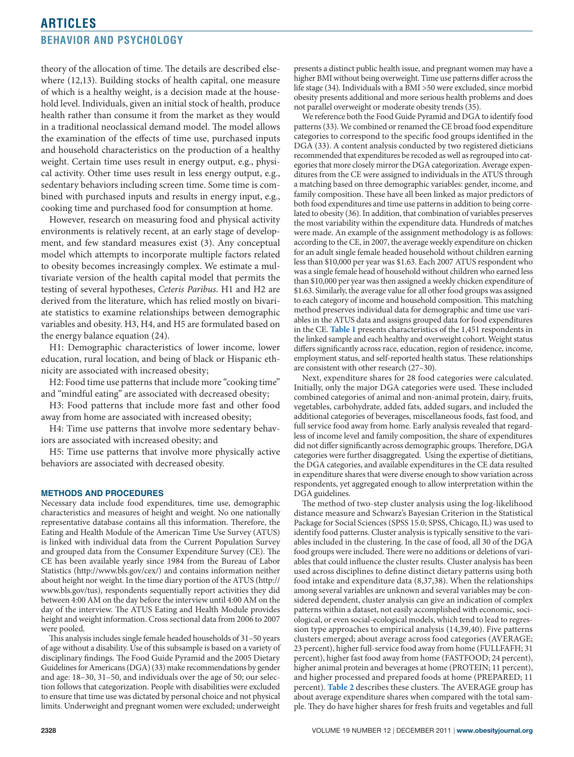theory of the allocation of time. The details are described elsewhere (12,13). Building stocks of health capital, one measure of which is a healthy weight, is a decision made at the household level. Individuals, given an initial stock of health, produce health rather than consume it from the market as they would in a traditional neoclassical demand model. The model allows the examination of the effects of time use, purchased inputs and household characteristics on the production of a healthy weight. Certain time uses result in energy output, e.g., physical activity. Other time uses result in less energy output, e.g., sedentary behaviors including screen time. Some time is combined with purchased inputs and results in energy input, e.g., cooking time and purchased food for consumption at home.

However, research on measuring food and physical activity environments is relatively recent, at an early stage of development, and few standard measures exist (3). Any conceptual model which attempts to incorporate multiple factors related to obesity becomes increasingly complex. We estimate a multivariate version of the health capital model that permits the testing of several hypotheses, *Ceteris Paribus*. H1 and H2 are derived from the literature, which has relied mostly on bivariate statistics to examine relationships between demographic variables and obesity. H3, H4, and H5 are formulated based on the energy balance equation (24).

H1: Demographic characteristics of lower income, lower education, rural location, and being of black or Hispanic ethnicity are associated with increased obesity;

H2: Food time use patterns that include more "cooking time" and "mindful eating" are associated with decreased obesity;

H3: Food patterns that include more fast and other food away from home are associated with increased obesity;

H4: Time use patterns that involve more sedentary behaviors are associated with increased obesity; and

H5: Time use patterns that involve more physically active behaviors are associated with decreased obesity.

## METHODS AND PROCEDURES

Necessary data include food expenditures, time use, demographic characteristics and measures of height and weight. No one nationally representative database contains all this information. Therefore, the Eating and Health Module of the American Time Use Survey (ATUS) is linked with individual data from the Current Population Survey and grouped data from the Consumer Expenditure Survey (CE). The CE has been available yearly since 1984 from the Bureau of Labor Statistics (http://www.bls.gov/cex/) and contains information neither about height nor weight. In the time diary portion of the ATUS (http://www.bls.gov/tus), respondents sequentially report activities they did between 4:00 AM on the day before the interview until 4:00 AM on the day of the interview. The ATUS Eating and Health Module provides height and weight information. Cross sectional data from 2006 to 2007 were pooled.

This analysis includes single female headed households of 31–50 years of age without a disability. Use of this subsample is based on a variety of disciplinary findings. The Food Guide Pyramid and the 2005 Dietary Guidelines for Americans (DGA) (33) make recommendations by gender and age: 18–30, 31–50, and individuals over the age of 50; our selection follows that categorization. People with disabilities were excluded to ensure that time use was dictated by personal choice and not physical limits. Underweight and pregnant women were excluded; underweight presents a distinct public health issue, and pregnant women may have a higher BMI without being overweight. Time use patterns differ across the life stage (34). Individuals with a BMI >50 were excluded, since morbid obesity presents additional and more serious health problems and does not parallel overweight or moderate obesity trends (35).

We reference both the Food Guide Pyramid and DGA to identify food patterns (33). We combined or renamed the CE broad food expenditure categories to correspond to the specific food groups identified in the DGA (33). A content analysis conducted by two registered dieticians recommended that expenditures be recoded as well as regrouped into categories that more closely mirror the DGA categorization. Average expenditures from the CE were assigned to individuals in the ATUS through a matching based on three demographic variables: gender, income, and family composition. These have all been linked as major predictors of both food expenditures and time use patterns in addition to being correlated to obesity (36). In addition, that combination of variables preserves the most variability within the expenditure data. Hundreds of matches were made. An example of the assignment methodology is as follows: according to the CE, in 2007, the average weekly expenditure on chicken for an adult single female headed household without children earning less than $10,000 per year was $1.63. Each 2007 ATUS respondent who was a single female head of household without children who earned less than $10,000 per year was then assigned a weekly chicken expenditure of $1.63. Similarly, the average value for all other food groups was assigned to each category of income and household composition. This matching method preserves individual data for demographic and time use variables in the ATUS data and assigns grouped data for food expenditures in the CE. **Table 1** presents characteristics of the 1,451 respondents in the linked sample and each healthy and overweight cohort. Weight status differs significantly across race, education, region of residence, income, employment status, and self-reported health status. These relationships are consistent with other research (27–30).

Next, expenditure shares for 28 food categories were calculated. Initially, only the major DGA categories were used. These included combined categories of animal and non-animal protein, dairy, fruits, vegetables, carbohydrate, added fats, added sugars, and included the additional categories of beverages, miscellaneous foods, fast food, and full service food away from home. Early analysis revealed that regardless of income level and family composition, the share of expenditures did not differ significantly across demographic groups. Therefore, DGA categories were further disaggregated. Using the expertise of dietitians, the DGA categories, and available expenditures in the CE data resulted in expenditure shares that were diverse enough to show variation across respondents, yet aggregated enough to allow interpretation within the DGA guidelines.

The method of two-step cluster analysis using the log-likelihood distance measure and Schwarz's Bayesian Criterion in the Statistical Package for Social Sciences (SPSS 15.0; SPSS, Chicago, IL) was used to identify food patterns. Cluster analysis is typically sensitive to the variables included in the clustering. In the case of food, all 30 of the DGA food groups were included. There were no additions or deletions of variables that could influence the cluster results. Cluster analysis has been used across disciplines to define distinct dietary patterns using both food intake and expenditure data (8,37,38). When the relationships among several variables are unknown and several variables may be considered dependent, cluster analysis can give an indication of complex patterns within a dataset, not easily accomplished with economic, sociological, or even social-ecological models, which tend to lead to regression type approaches to empirical analysis (14,39,40). Five patterns clusters emerged; about average across food categories (AVERAGE; 23 percent), higher full-service food away from home (FULLFAFH; 31 percent), higher fast food away from home (FASTFOOD; 24 percent), higher animal protein and beverages at home (PROTEIN; 11 percent), and higher processed and prepared foods at home (PREPARED; 11 percent). **Table 2** describes these clusters. The AVERAGE group has about average expenditure shares when compared with the total sample. They do have higher shares for fresh fruits and vegetables and full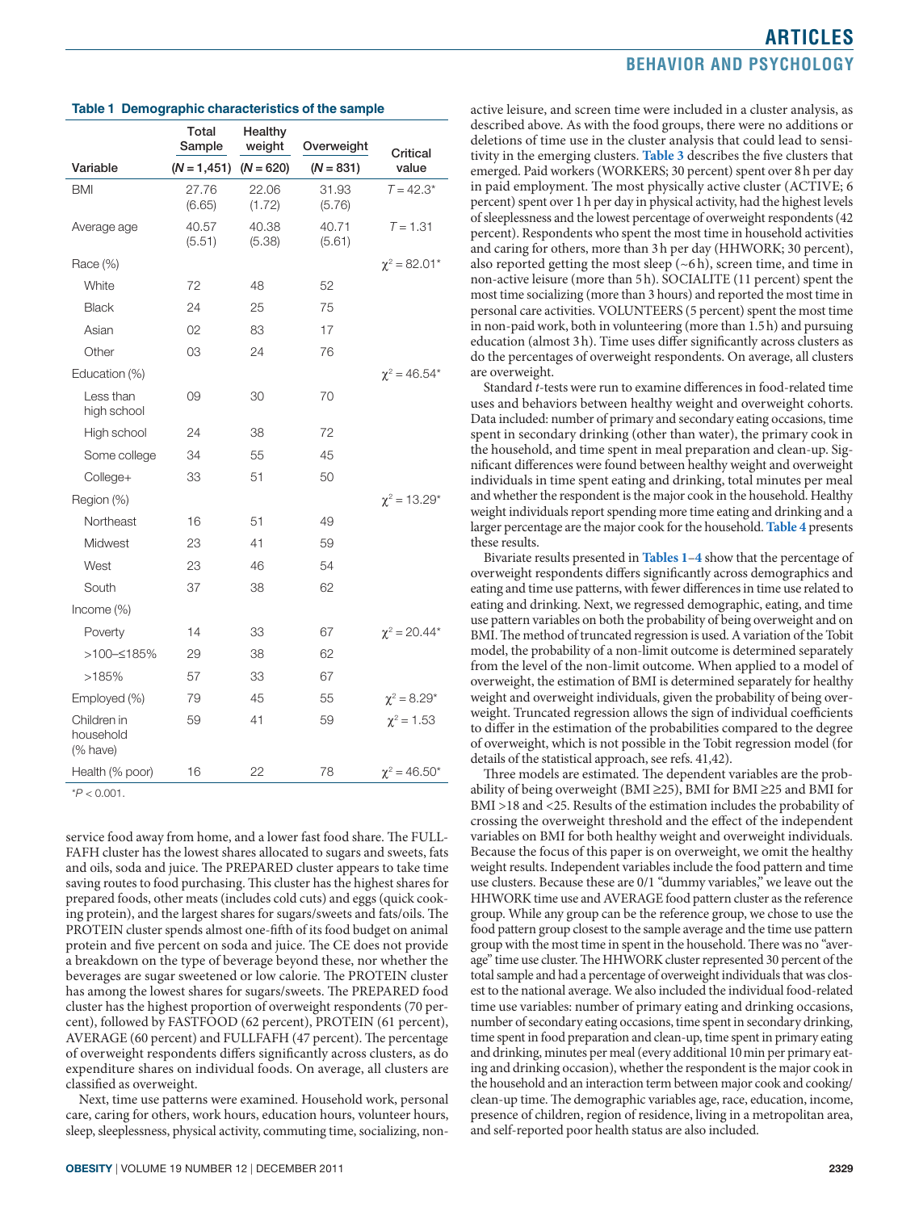**Table 1 Demographic characteristics of the sample**

| Variable | Total Sample ($N$ = 1,451) | Healthy weight ($N$ = 620) | Overweight ($N$ = 831) | Critical value |
|---|---|---|---|---|
| BMI | 27.76 (6.65) | 22.06 (1.72) | 31.93 (5.76) | $T = 42.3$* |
| Average age | 40.57 (5.51) | 40.38 (5.38) | 40.71 (5.61) | $T = 1.31$ |
| Race (%) | | | | $\chi^2 = 82.01$* |
| White | 72 | 48 | 52 | |
| Black | 24 | 25 | 75 | |
| Asian | 02 | 83 | 17 | |
| Other | 03 | 24 | 76 | |
| Education (%) | | | | $\chi^2 = 46.54$* |
| Less than high school | 09 | 30 | 70 | |
| High school | 24 | 38 | 72 | |
| Some college | 34 | 55 | 45 | |
| College+ | 33 | 51 | 50 | |
| Region (%) | | | | $\chi^2 = 13.29$* |
| Northeast | 16 | 51 | 49 | |
| Midwest | 23 | 41 | 59 | |
| West | 23 | 46 | 54 | |
| South | 37 | 38 | 62 | |
| Income (%) | | | | |
| Poverty | 14 | 33 | 67 | $\chi^2 = 20.44$* |
| >100–≤185% | 29 | 38 | 62 | |
| >185% | 57 | 33 | 67 | |
| Employed (%) | 79 | 45 | 55 | $\chi^2 = 8.29$* |
| Children in household (% have) | 59 | 41 | 59 | $\chi^2 = 1.53$ |
| Health (% poor) | 16 | 22 | 78 | $\chi^2 = 46.50$* |

*$P < 0.001$.

service food away from home, and a lower fast food share. The FULLFAFH cluster has the lowest shares allocated to sugars and sweets, fats and oils, soda and juice. The PREPARED cluster appears to take time saving routes to food purchasing. This cluster has the highest shares for prepared foods, other meats (includes cold cuts) and eggs (quick cooking protein), and the largest shares for sugars/sweets and fats/oils. The PROTEIN cluster spends almost one-fifth of its food budget on animal protein and five percent on soda and juice. The CE does not provide a breakdown on the type of beverage beyond these, nor whether the beverages are sugar sweetened or low calorie. The PROTEIN cluster has among the lowest shares for sugars/sweets. The PREPARED food cluster has the highest proportion of overweight respondents (70 percent), followed by FASTFOOD (62 percent), PROTEIN (61 percent), AVERAGE (60 percent) and FULLFAFH (47 percent). The percentage of overweight respondents differs significantly across clusters, as do expenditure shares on individual foods. On average, all clusters are classified as overweight.

Next, time use patterns were examined. Household work, personal care, caring for others, work hours, education hours, volunteer hours, sleep, sleeplessness, physical activity, commuting time, socializing, non-active leisure, and screen time were included in a cluster analysis, as described above. As with the food groups, there were no additions or deletions of time use in the cluster analysis that could lead to sensitivity in the emerging clusters. **Table 3** describes the five clusters that emerged. Paid workers (WORKERS; 30 percent) spent over 8 h per day in paid employment. The most physically active cluster (ACTIVE; 6 percent) spent over 1 h per day in physical activity, had the highest levels of sleeplessness and the lowest percentage of overweight respondents (42 percent). Respondents who spent the most time in household activities and caring for others, more than 3 h per day (HHWORK; 30 percent), also reported getting the most sleep (~6 h), screen time, and time in non-active leisure (more than 5 h). SOCIALITE (11 percent) spent the most time socializing (more than 3 hours) and reported the most time in personal care activities. VOLUNTEERS (5 percent) spent the most time in non-paid work, both in volunteering (more than 1.5 h) and pursuing education (almost 3 h). Time uses differ significantly across clusters as do the percentages of overweight respondents. On average, all clusters are overweight.

Standard $t$-tests were run to examine differences in food-related time uses and behaviors between healthy weight and overweight cohorts. Data included: number of primary and secondary eating occasions, time spent in secondary drinking (other than water), the primary cook in the household, and time spent in meal preparation and clean-up. Significant differences were found between healthy weight and overweight individuals in time spent eating and drinking, total minutes per meal and whether the respondent is the major cook in the household. Healthy weight individuals report spending more time eating and drinking and a larger percentage are the major cook for the household. **Table 4** presents these results.

Bivariate results presented in **Tables 1–4** show that the percentage of overweight respondents differs significantly across demographics and eating and time use patterns, with fewer differences in time use related to eating and drinking. Next, we regressed demographic, eating, and time use pattern variables on both the probability of being overweight and on BMI. The method of truncated regression is used. A variation of the Tobit model, the probability of a non-limit outcome is determined separately from the level of the non-limit outcome. When applied to a model of overweight, the estimation of BMI is determined separately for healthy weight and overweight individuals, given the probability of being overweight. Truncated regression allows the sign of individual coefficients to differ in the estimation of the probabilities compared to the degree of overweight, which is not possible in the Tobit regression model (for details of the statistical approach, see refs. 41,42).

Three models are estimated. The dependent variables are the probability of being overweight (BMI ≥25), BMI for BMI ≥25 and BMI for BMI >18 and <25. Results of the estimation includes the probability of crossing the overweight threshold and the effect of the independent variables on BMI for both healthy weight and overweight individuals. Because the focus of this paper is on overweight, we omit the healthy weight results. Independent variables include the food pattern and time use clusters. Because these are 0/1 "dummy variables," we leave out the HHWORK time use and AVERAGE food pattern cluster as the reference group. While any group can be the reference group, we chose to use the food pattern group closest to the sample average and the time use pattern group with the most time in spent in the household. There was no "average" time use cluster. The HHWORK cluster represented 30 percent of the total sample and had a percentage of overweight individuals that was closest to the national average. We also included the individual food-related time use variables: number of primary eating and drinking occasions, number of secondary eating occasions, time spent in secondary drinking, time spent in food preparation and clean-up, time spent in primary eating and drinking, minutes per meal (every additional 10 min per primary eating and drinking occasion), whether the respondent is the major cook in the household and an interaction term between major cook and cooking/clean-up time. The demographic variables age, race, education, income, presence of children, region of residence, living in a metropolitan area, and self-reported poor health status are also included.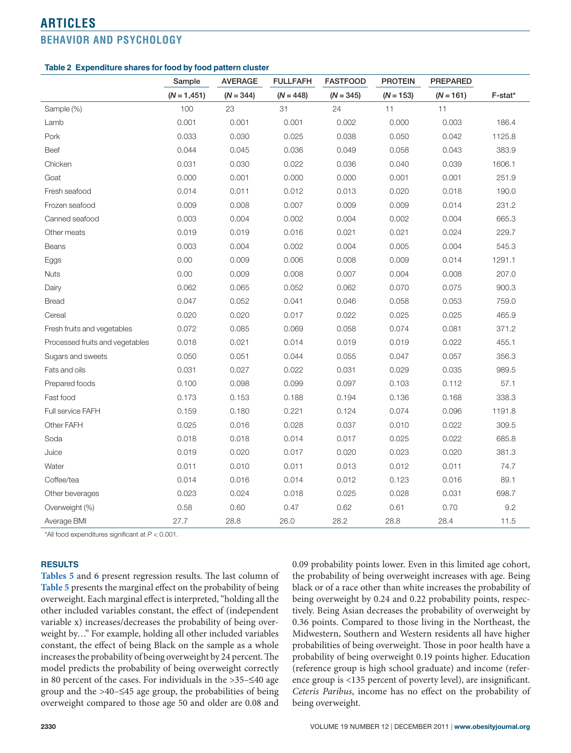**Table 2 Expenditure shares for food by food pattern cluster**

| | Sample | AVERAGE | FULLFAFH | FASTFOOD | PROTEIN | PREPARED | |
|---|---|---|---|---|---|---|---|
| | (*N* = 1,451) | (*N* = 344) | (*N* = 448) | (*N* = 345) | (*N* = 153) | (*N* = 161) | F-stat* |
| Sample (%) | 100 | 23 | 31 | 24 | 11 | 11 | |
| Lamb | 0.001 | 0.001 | 0.001 | 0.002 | 0.000 | 0.003 | 186.4 |
| Pork | 0.033 | 0.030 | 0.025 | 0.038 | 0.050 | 0.042 | 1125.8 |
| Beef | 0.044 | 0.045 | 0.036 | 0.049 | 0.058 | 0.043 | 383.9 |
| Chicken | 0.031 | 0.030 | 0.022 | 0.036 | 0.040 | 0.039 | 1606.1 |
| Goat | 0.000 | 0.001 | 0.000 | 0.000 | 0.001 | 0.001 | 251.9 |
| Fresh seafood | 0.014 | 0.011 | 0.012 | 0.013 | 0.020 | 0.018 | 190.0 |
| Frozen seafood | 0.009 | 0.008 | 0.007 | 0.009 | 0.009 | 0.014 | 231.2 |
| Canned seafood | 0.003 | 0.004 | 0.002 | 0.004 | 0.002 | 0.004 | 665.3 |
| Other meats | 0.019 | 0.019 | 0.016 | 0.021 | 0.021 | 0.024 | 229.7 |
| Beans | 0.003 | 0.004 | 0.002 | 0.004 | 0.005 | 0.004 | 545.3 |
| Eggs | 0.00 | 0.009 | 0.006 | 0.008 | 0.009 | 0.014 | 1291.1 |
| Nuts | 0.00 | 0.009 | 0.008 | 0.007 | 0.004 | 0.008 | 207.0 |
| Dairy | 0.062 | 0.065 | 0.052 | 0.062 | 0.070 | 0.075 | 900.3 |
| Bread | 0.047 | 0.052 | 0.041 | 0.046 | 0.058 | 0.053 | 759.0 |
| Cereal | 0.020 | 0.020 | 0.017 | 0.022 | 0.025 | 0.025 | 465.9 |
| Fresh fruits and vegetables | 0.072 | 0.085 | 0.069 | 0.058 | 0.074 | 0.081 | 371.2 |
| Processed fruits and vegetables | 0.018 | 0.021 | 0.014 | 0.019 | 0.019 | 0.022 | 455.1 |
| Sugars and sweets | 0.050 | 0.051 | 0.044 | 0.055 | 0.047 | 0.057 | 356.3 |
| Fats and oils | 0.031 | 0.027 | 0.022 | 0.031 | 0.029 | 0.035 | 989.5 |
| Prepared foods | 0.100 | 0.098 | 0.099 | 0.097 | 0.103 | 0.112 | 57.1 |
| Fast food | 0.173 | 0.153 | 0.188 | 0.194 | 0.136 | 0.168 | 338.3 |
| Full service FAFH | 0.159 | 0.180 | 0.221 | 0.124 | 0.074 | 0.096 | 1191.8 |
| Other FAFH | 0.025 | 0.016 | 0.028 | 0.037 | 0.010 | 0.022 | 309.5 |
| Soda | 0.018 | 0.018 | 0.014 | 0.017 | 0.025 | 0.022 | 685.8 |
| Juice | 0.019 | 0.020 | 0.017 | 0.020 | 0.023 | 0.020 | 381.3 |
| Water | 0.011 | 0.010 | 0.011 | 0.013 | 0.012 | 0.011 | 74.7 |
| Coffee/tea | 0.014 | 0.016 | 0.014 | 0.012 | 0.123 | 0.016 | 89.1 |
| Other beverages | 0.023 | 0.024 | 0.018 | 0.025 | 0.028 | 0.031 | 698.7 |
| Overweight (%) | 0.58 | 0.60 | 0.47 | 0.62 | 0.61 | 0.70 | 9.2 |
| Average BMI | 27.7 | 28.8 | 26.0 | 28.2 | 28.8 | 28.4 | 11.5 |

*All food expenditures significant at $P < 0.001$.

## RESULTS

**Tables 5** and **6** present regression results. The last column of **Table 5** presents the marginal effect on the probability of being overweight. Each marginal effect is interpreted, "holding all the other included variables constant, the effect of (independent variable x) increases/decreases the probability of being overweight by…" For example, holding all other included variables constant, the effect of being Black on the sample as a whole increases the probability of being overweight by 24 percent. The model predicts the probability of being overweight correctly in 80 percent of the cases. For individuals in the >35–≤40 age group and the >40–≤45 age group, the probabilities of being overweight compared to those age 50 and older are 0.08 and 0.09 probability points lower. Even in this limited age cohort, the probability of being overweight increases with age. Being black or of a race other than white increases the probability of being overweight by 0.24 and 0.22 probability points, respectively. Being Asian decreases the probability of overweight by 0.36 points. Compared to those living in the Northeast, the Midwestern, Southern and Western residents all have higher probabilities of being overweight. Those in poor health have a probability of being overweight 0.19 points higher. Education (reference group is high school graduate) and income (reference group is <135 percent of poverty level), are insignificant. *Ceteris Paribus*, income has no effect on the probability of being overweight.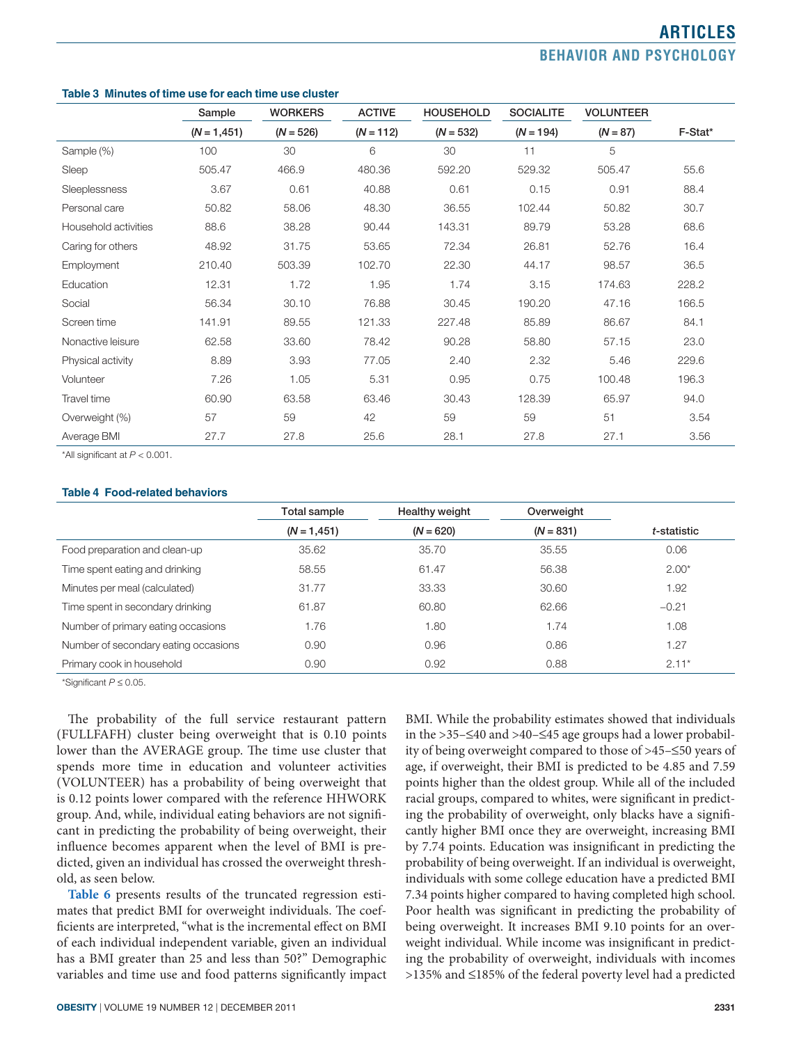**Table 3 Minutes of time use for each time use cluster**

| | Sample | WORKERS | ACTIVE | HOUSEHOLD | SOCIALITE | VOLUNTEER | |
|---|---|---|---|---|---|---|---|
| | (*N* = 1,451) | (*N* = 526) | (*N* = 112) | (*N* = 532) | (*N* = 194) | (*N* = 87) | F-Stat* |
| Sample (%) | 100 | 30 | 6 | 30 | 11 | 5 | |
| Sleep | 505.47 | 466.9 | 480.36 | 592.20 | 529.32 | 505.47 | 55.6 |
| Sleeplessness | 3.67 | 0.61 | 40.88 | 0.61 | 0.15 | 0.91 | 88.4 |
| Personal care | 50.82 | 58.06 | 48.30 | 36.55 | 102.44 | 50.82 | 30.7 |
| Household activities | 88.6 | 38.28 | 90.44 | 143.31 | 89.79 | 53.28 | 68.6 |
| Caring for others | 48.92 | 31.75 | 53.65 | 72.34 | 26.81 | 52.76 | 16.4 |
| Employment | 210.40 | 503.39 | 102.70 | 22.30 | 44.17 | 98.57 | 36.5 |
| Education | 12.31 | 1.72 | 1.95 | 1.74 | 3.15 | 174.63 | 228.2 |
| Social | 56.34 | 30.10 | 76.88 | 30.45 | 190.20 | 47.16 | 166.5 |
| Screen time | 141.91 | 89.55 | 121.33 | 227.48 | 85.89 | 86.67 | 84.1 |
| Nonactive leisure | 62.58 | 33.60 | 78.42 | 90.28 | 58.80 | 57.15 | 23.0 |
| Physical activity | 8.89 | 3.93 | 77.05 | 2.40 | 2.32 | 5.46 | 229.6 |
| Volunteer | 7.26 | 1.05 | 5.31 | 0.95 | 0.75 | 100.48 | 196.3 |
| Travel time | 60.90 | 63.58 | 63.46 | 30.43 | 128.39 | 65.97 | 94.0 |
| Overweight (%) | 57 | 59 | 42 | 59 | 59 | 51 | 3.54 |
| Average BMI | 27.7 | 27.8 | 25.6 | 28.1 | 27.8 | 27.1 | 3.56 |

*All significant at $P < 0.001$.

**Table 4 Food-related behaviors**

| | Total sample | Healthy weight | Overweight | |
|---|---|---|---|---|
| | (*N* = 1,451) | (*N* = 620) | (*N* = 831) | *t*-statistic |
| Food preparation and clean-up | 35.62 | 35.70 | 35.55 | 0.06 |
| Time spent eating and drinking | 58.55 | 61.47 | 56.38 | 2.00* |
| Minutes per meal (calculated) | 31.77 | 33.33 | 30.60 | 1.92 |
| Time spent in secondary drinking | 61.87 | 60.80 | 62.66 | −0.21 |
| Number of primary eating occasions | 1.76 | 1.80 | 1.74 | 1.08 |
| Number of secondary eating occasions | 0.90 | 0.96 | 0.86 | 1.27 |
| Primary cook in household | 0.90 | 0.92 | 0.88 | 2.11* |

*Significant $P \leq 0.05$.

The probability of the full service restaurant pattern (FULLFAFH) cluster being overweight that is 0.10 points lower than the AVERAGE group. The time use cluster that spends more time in education and volunteer activities (VOLUNTEER) has a probability of being overweight that is 0.12 points lower compared with the reference HHWORK group. And, while, individual eating behaviors are not significant in predicting the probability of being overweight, their influence becomes apparent when the level of BMI is predicted, given an individual has crossed the overweight threshold, as seen below.

**Table 6** presents results of the truncated regression estimates that predict BMI for overweight individuals. The coefficients are interpreted, "what is the incremental effect on BMI of each individual independent variable, given an individual has a BMI greater than 25 and less than 50?" Demographic variables and time use and food patterns significantly impact BMI. While the probability estimates showed that individuals in the >35–≤40 and >40–≤45 age groups had a lower probability of being overweight compared to those of >45–≤50 years of age, if overweight, their BMI is predicted to be 4.85 and 7.59 points higher than the oldest group. While all of the included racial groups, compared to whites, were significant in predicting the probability of overweight, only blacks have a significantly higher BMI once they are overweight, increasing BMI by 7.74 points. Education was insignificant in predicting the probability of being overweight. If an individual is overweight, individuals with some college education have a predicted BMI 7.34 points higher compared to having completed high school. Poor health was significant in predicting the probability of being overweight. It increases BMI 9.10 points for an overweight individual. While income was insignificant in predicting the probability of overweight, individuals with incomes >135% and ≤185% of the federal poverty level had a predicted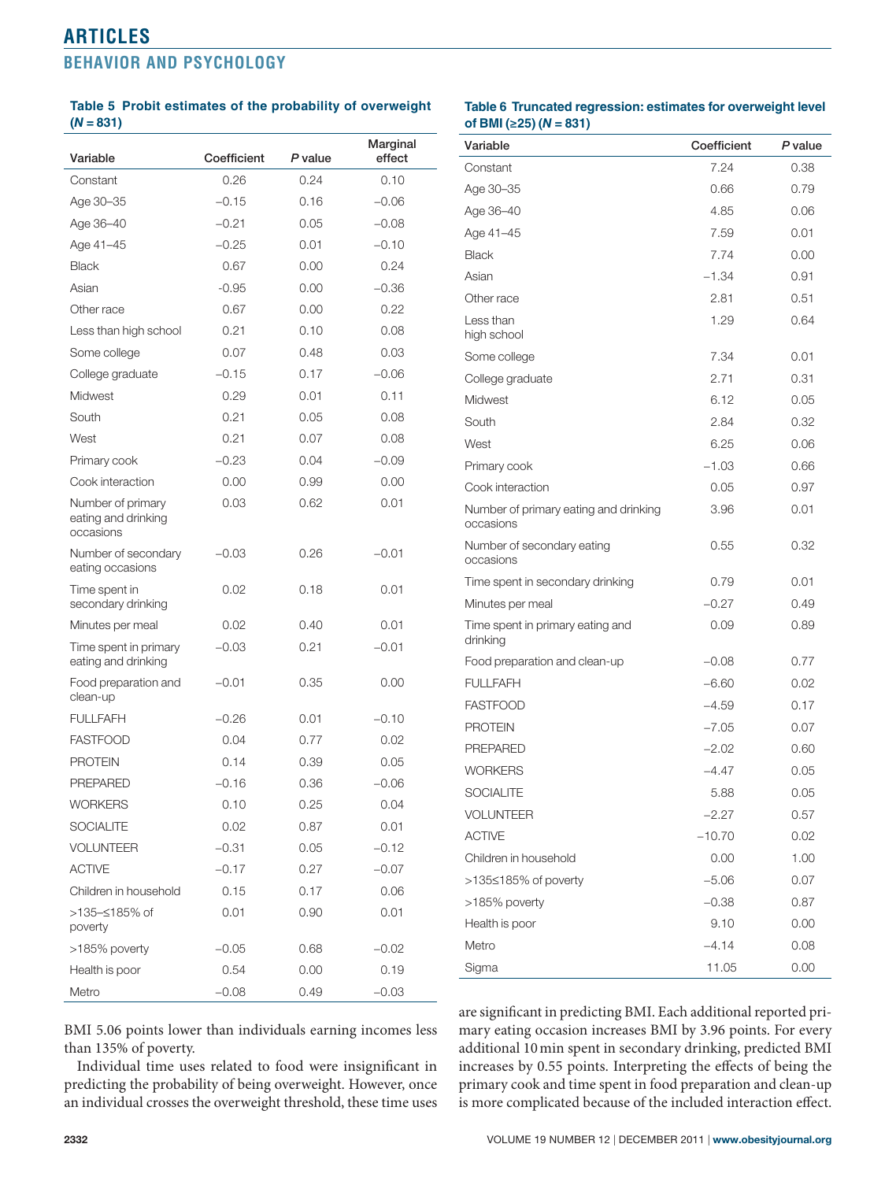**Table 5 Probit estimates of the probability of overweight ($N$ = 831)**

| Variable | Coefficient | *P* value | Marginal effect |
|---|---|---|---|
| Constant | 0.26 | 0.24 | 0.10 |
| Age 30–35 | −0.15 | 0.16 | −0.06 |
| Age 36–40 | −0.21 | 0.05 | −0.08 |
| Age 41–45 | −0.25 | 0.01 | −0.10 |
| Black | 0.67 | 0.00 | 0.24 |
| Asian | -0.95 | 0.00 | −0.36 |
| Other race | 0.67 | 0.00 | 0.22 |
| Less than high school | 0.21 | 0.10 | 0.08 |
| Some college | 0.07 | 0.48 | 0.03 |
| College graduate | −0.15 | 0.17 | −0.06 |
| Midwest | 0.29 | 0.01 | 0.11 |
| South | 0.21 | 0.05 | 0.08 |
| West | 0.21 | 0.07 | 0.08 |
| Primary cook | −0.23 | 0.04 | −0.09 |
| Cook interaction | 0.00 | 0.99 | 0.00 |
| Number of primary eating and drinking occasions | 0.03 | 0.62 | 0.01 |
| Number of secondary eating occasions | −0.03 | 0.26 | −0.01 |
| Time spent in secondary drinking | 0.02 | 0.18 | 0.01 |
| Minutes per meal | 0.02 | 0.40 | 0.01 |
| Time spent in primary eating and drinking | −0.03 | 0.21 | −0.01 |
| Food preparation and clean-up | −0.01 | 0.35 | 0.00 |
| FULLFAFH | −0.26 | 0.01 | −0.10 |
| FASTFOOD | 0.04 | 0.77 | 0.02 |
| PROTEIN | 0.14 | 0.39 | 0.05 |
| PREPARED | −0.16 | 0.36 | −0.06 |
| WORKERS | 0.10 | 0.25 | 0.04 |
| SOCIALITE | 0.02 | 0.87 | 0.01 |
| VOLUNTEER | −0.31 | 0.05 | −0.12 |
| ACTIVE | −0.17 | 0.27 | −0.07 |
| Children in household | 0.15 | 0.17 | 0.06 |
| >135–≤185% of poverty | 0.01 | 0.90 | 0.01 |
| >185% poverty | −0.05 | 0.68 | −0.02 |
| Health is poor | 0.54 | 0.00 | 0.19 |
| Metro | −0.08 | 0.49 | −0.03 |

**Table 6 Truncated regression: estimates for overweight level of BMI (≥25) ($N$ = 831)**

| Variable | Coefficient | *P* value |
|---|---|---|
| Constant | 7.24 | 0.38 |
| Age 30–35 | 0.66 | 0.79 |
| Age 36–40 | 4.85 | 0.06 |
| Age 41–45 | 7.59 | 0.01 |
| Black | 7.74 | 0.00 |
| Asian | −1.34 | 0.91 |
| Other race | 2.81 | 0.51 |
| Less than high school | 1.29 | 0.64 |
| Some college | 7.34 | 0.01 |
| College graduate | 2.71 | 0.31 |
| Midwest | 6.12 | 0.05 |
| South | 2.84 | 0.32 |
| West | 6.25 | 0.06 |
| Primary cook | −1.03 | 0.66 |
| Cook interaction | 0.05 | 0.97 |
| Number of primary eating and drinking occasions | 3.96 | 0.01 |
| Number of secondary eating occasions | 0.55 | 0.32 |
| Time spent in secondary drinking | 0.79 | 0.01 |
| Minutes per meal | −0.27 | 0.49 |
| Time spent in primary eating and drinking | 0.09 | 0.89 |
| Food preparation and clean-up | −0.08 | 0.77 |
| FULLFAFH | −6.60 | 0.02 |
| FASTFOOD | −4.59 | 0.17 |
| PROTEIN | −7.05 | 0.07 |
| PREPARED | −2.02 | 0.60 |
| WORKERS | −4.47 | 0.05 |
| SOCIALITE | 5.88 | 0.05 |
| VOLUNTEER | −2.27 | 0.57 |
| ACTIVE | −10.70 | 0.02 |
| Children in household | 0.00 | 1.00 |
| >135≤185% of poverty | −5.06 | 0.07 |
| >185% poverty | −0.38 | 0.87 |
| Health is poor | 9.10 | 0.00 |
| Metro | −4.14 | 0.08 |
| Sigma | 11.05 | 0.00 |

BMI 5.06 points lower than individuals earning incomes less than 135% of poverty.

Individual time uses related to food were insignificant in predicting the probability of being overweight. However, once an individual crosses the overweight threshold, these time uses are significant in predicting BMI. Each additional reported primary eating occasion increases BMI by 3.96 points. For every additional 10 min spent in secondary drinking, predicted BMI increases by 0.55 points. Interpreting the effects of being the primary cook and time spent in food preparation and clean-up is more complicated because of the included interaction effect.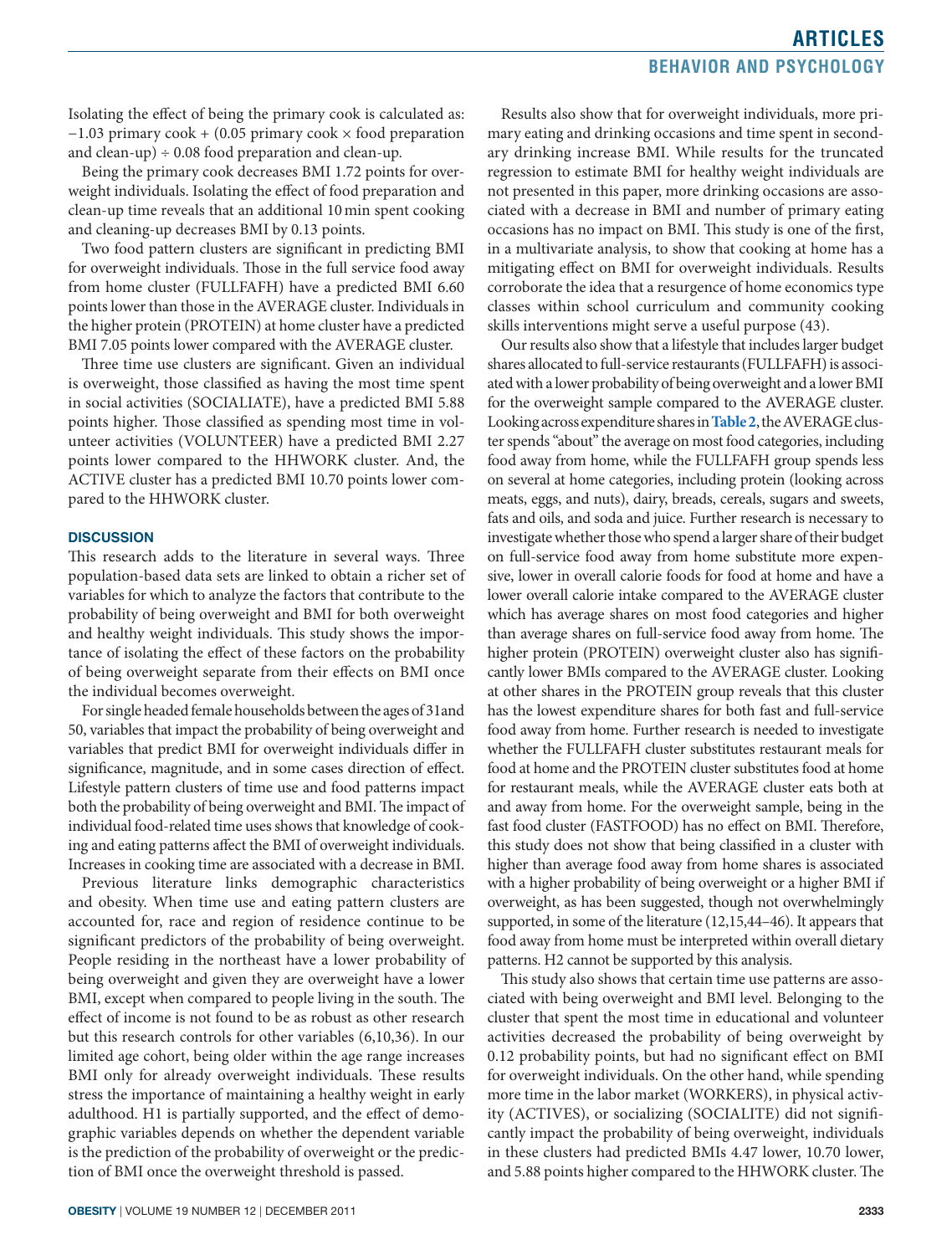Isolating the effect of being the primary cook is calculated as: $-1.03$ primary cook + (0.05 primary cook × food preparation and clean-up) ÷ 0.08 food preparation and clean-up.

Being the primary cook decreases BMI 1.72 points for overweight individuals. Isolating the effect of food preparation and clean-up time reveals that an additional 10 min spent cooking and cleaning-up decreases BMI by 0.13 points.

Two food pattern clusters are significant in predicting BMI for overweight individuals. Those in the full service food away from home cluster (FULLFAFH) have a predicted BMI 6.60 points lower than those in the AVERAGE cluster. Individuals in the higher protein (PROTEIN) at home cluster have a predicted BMI 7.05 points lower compared with the AVERAGE cluster.

Three time use clusters are significant. Given an individual is overweight, those classified as having the most time spent in social activities (SOCIALIATE), have a predicted BMI 5.88 points higher. Those classified as spending most time in volunteer activities (VOLUNTEER) have a predicted BMI 2.27 points lower compared to the HHWORK cluster. And, the ACTIVE cluster has a predicted BMI 10.70 points lower compared to the HHWORK cluster.

## DISCUSSION

This research adds to the literature in several ways. Three population-based data sets are linked to obtain a richer set of variables for which to analyze the factors that contribute to the probability of being overweight and BMI for both overweight and healthy weight individuals. This study shows the importance of isolating the effect of these factors on the probability of being overweight separate from their effects on BMI once the individual becomes overweight.

For single headed female households between the ages of 31 and 50, variables that impact the probability of being overweight and variables that predict BMI for overweight individuals differ in significance, magnitude, and in some cases direction of effect. Lifestyle pattern clusters of time use and food patterns impact both the probability of being overweight and BMI. The impact of individual food-related time uses shows that knowledge of cooking and eating patterns affect the BMI of overweight individuals. Increases in cooking time are associated with a decrease in BMI.

Previous literature links demographic characteristics and obesity. When time use and eating pattern clusters are accounted for, race and region of residence continue to be significant predictors of the probability of being overweight. People residing in the northeast have a lower probability of being overweight and given they are overweight have a lower BMI, except when compared to people living in the south. The effect of income is not found to be as robust as other research but this research controls for other variables (6,10,36). In our limited age cohort, being older within the age range increases BMI only for already overweight individuals. These results stress the importance of maintaining a healthy weight in early adulthood. H1 is partially supported, and the effect of demographic variables depends on whether the dependent variable is the prediction of the probability of overweight or the prediction of BMI once the overweight threshold is passed.

Results also show that for overweight individuals, more primary eating and drinking occasions and time spent in secondary drinking increase BMI. While results for the truncated regression to estimate BMI for healthy weight individuals are not presented in this paper, more drinking occasions are associated with a decrease in BMI and number of primary eating occasions has no impact on BMI. This study is one of the first, in a multivariate analysis, to show that cooking at home has a mitigating effect on BMI for overweight individuals. Results corroborate the idea that a resurgence of home economics type classes within school curriculum and community cooking skills interventions might serve a useful purpose (43).

Our results also show that a lifestyle that includes larger budget shares allocated to full-service restaurants (FULLFAFH) is associated with a lower probability of being overweight and a lower BMI for the overweight sample compared to the AVERAGE cluster. Looking across expenditure shares in **Table 2**, the AVERAGE cluster spends "about" the average on most food categories, including food away from home, while the FULLFAFH group spends less on several at home categories, including protein (looking across meats, eggs, and nuts), dairy, breads, cereals, sugars and sweets, fats and oils, and soda and juice. Further research is necessary to investigate whether those who spend a larger share of their budget on full-service food away from home substitute more expensive, lower in overall calorie foods for food at home and have a lower overall calorie intake compared to the AVERAGE cluster which has average shares on most food categories and higher than average shares on full-service food away from home. The higher protein (PROTEIN) overweight cluster also has significantly lower BMIs compared to the AVERAGE cluster. Looking at other shares in the PROTEIN group reveals that this cluster has the lowest expenditure shares for both fast and full-service food away from home. Further research is needed to investigate whether the FULLFAFH cluster substitutes restaurant meals for food at home and the PROTEIN cluster substitutes food at home for restaurant meals, while the AVERAGE cluster eats both at and away from home. For the overweight sample, being in the fast food cluster (FASTFOOD) has no effect on BMI. Therefore, this study does not show that being classified in a cluster with higher than average food away from home shares is associated with a higher probability of being overweight or a higher BMI if overweight, as has been suggested, though not overwhelmingly supported, in some of the literature (12,15,44–46). It appears that food away from home must be interpreted within overall dietary patterns. H2 cannot be supported by this analysis.

This study also shows that certain time use patterns are associated with being overweight and BMI level. Belonging to the cluster that spent the most time in educational and volunteer activities decreased the probability of being overweight by 0.12 probability points, but had no significant effect on BMI for overweight individuals. On the other hand, while spending more time in the labor market (WORKERS), in physical activity (ACTIVES), or socializing (SOCIALITE) did not significantly impact the probability of being overweight, individuals in these clusters had predicted BMIs 4.47 lower, 10.70 lower, and 5.88 points higher compared to the HHWORK cluster. The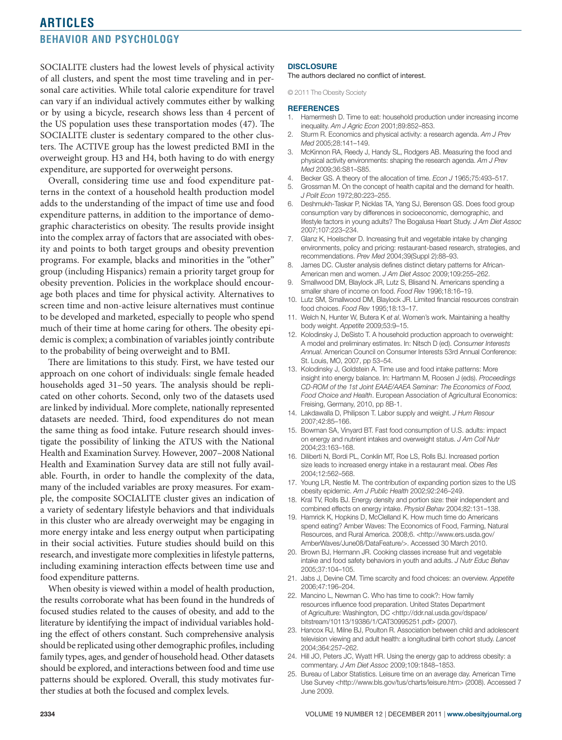SOCIALITE clusters had the lowest levels of physical activity of all clusters, and spent the most time traveling and in personal care activities. While total calorie expenditure for travel can vary if an individual actively commutes either by walking or by using a bicycle, research shows less than 4 percent of the US population uses these transportation modes (47). The SOCIALITE cluster is sedentary compared to the other clusters. The ACTIVE group has the lowest predicted BMI in the overweight group. H3 and H4, both having to do with energy expenditure, are supported for overweight persons.

Overall, considering time use and food expenditure patterns in the context of a household health production model adds to the understanding of the impact of time use and food expenditure patterns, in addition to the importance of demographic characteristics on obesity. The results provide insight into the complex array of factors that are associated with obesity and points to both target groups and obesity prevention programs. For example, blacks and minorities in the "other" group (including Hispanics) remain a priority target group for obesity prevention. Policies in the workplace should encourage both places and time for physical activity. Alternatives to screen time and non-active leisure alternatives must continue to be developed and marketed, especially to people who spend much of their time at home caring for others. The obesity epidemic is complex; a combination of variables jointly contribute to the probability of being overweight and to BMI.

There are limitations to this study. First, we have tested our approach on one cohort of individuals: single female headed households aged 31–50 years. The analysis should be replicated on other cohorts. Second, only two of the datasets used are linked by individual. More complete, nationally represented datasets are needed. Third, food expenditures do not mean the same thing as food intake. Future research should investigate the possibility of linking the ATUS with the National Health and Examination Survey. However, 2007–2008 National Health and Examination Survey data are still not fully available. Fourth, in order to handle the complexity of the data, many of the included variables are proxy measures. For example, the composite SOCIALITE cluster gives an indication of a variety of sedentary lifestyle behaviors and that individuals in this cluster who are already overweight may be engaging in more energy intake and less energy output when participating in their social activities. Future studies should build on this research, and investigate more complexities in lifestyle patterns, including examining interaction effects between time use and food expenditure patterns.

When obesity is viewed within a model of health production, the results corroborate what has been found in the hundreds of focused studies related to the causes of obesity, and add to the literature by identifying the impact of individual variables holding the effect of others constant. Such comprehensive analysis should be replicated using other demographic profiles, including family types, ages, and gender of household head. Other datasets should be explored, and interactions between food and time use patterns should be explored. Overall, this study motivates further studies at both the focused and complex levels.

## DISCLOSURE

The authors declared no conflict of interest.

© 2011 The Obesity Society

## REFERENCES

1. Hamermesh D. Time to eat: household production under increasing income inequality. *Am J Agric Econ* 2001;89:852–853.
2. Sturm R. Economics and physical activity: a research agenda. *Am J Prev Med* 2005;28:141–149.
3. McKinnon RA, Reedy J, Handy SL, Rodgers AB. Measuring the food and physical activity environments: shaping the research agenda. *Am J Prev Med* 2009;36:S81–S85.
4. Becker GS. A theory of the allocation of time. *Econ J* 1965;75:493–517.
5. Grossman M. On the concept of health capital and the demand for health. *J Polit Econ* 1972;80:223–255.
6. Deshmukh-Taskar P, Nicklas TA, Yang SJ, Berenson GS. Does food group consumption vary by differences in socioeconomic, demographic, and lifestyle factors in young adults? The Bogalusa Heart Study. *J Am Diet Assoc* 2007;107:223–234.
7. Glanz K, Hoelscher D. Increasing fruit and vegetable intake by changing environments, policy and pricing: restaurant-based research, strategies, and recommendations. *Prev Med* 2004;39(Suppl 2):88–93.
8. James DC. Cluster analysis defines distinct dietary patterns for African-American men and women. *J Am Diet Assoc* 2009;109:255–262.
9. Smallwood DM, Blaylock JR, Lutz S, Blisand N. Americans spending a smaller share of income on food. *Food Rev* 1996;18:16–19.
10. Lutz SM, Smallwood DM, Blaylock JR. Limited financial resources constrain food choices. *Food Rev* 1995;18:13–17.
11. Welch N, Hunter W, Butera K *et al*. Women's work. Maintaining a healthy body weight. *Appetite* 2009;53:9–15.
12. Kolodinsky J, DeSisto T. A household production approach to overweight: A model and preliminary estimates. In: Nitsch D (ed). *Consumer Interests Annual*. American Council on Consumer Interests 53rd Annual Conference: St. Louis, MO, 2007, pp 53–54.
13. Kolodinsky J, Goldstein A. Time use and food intake patterns: More insight into energy balance. In: Hartmann M, Roosen J (eds). *Proceedings CD-ROM of the 1st Joint EAAE/AAEA Seminar: The Economics of Food, Food Choice and Health*. European Association of Agricultural Economics: Freising, Germany, 2010, pp 8B-1.
14. Lakdawalla D, Philipson T. Labor supply and weight. *J Hum Resour* 2007;42:85–166.
15. Bowman SA, Vinyard BT. Fast food consumption of U.S. adults: impact on energy and nutrient intakes and overweight status. *J Am Coll Nutr* 2004;23:163–168.
16. Diliberti N, Bordi PL, Conklin MT, Roe LS, Rolls BJ. Increased portion size leads to increased energy intake in a restaurant meal. *Obes Res* 2004;12:562–568.
17. Young LR, Nestle M. The contribution of expanding portion sizes to the US obesity epidemic. *Am J Public Health* 2002;92:246–249.
18. Kral TV, Rolls BJ. Energy density and portion size: their independent and combined effects on energy intake. *Physiol Behav* 2004;82:131–138.
19. Hamrick K, Hopkins D, McClelland K. How much time do Americans spend eating? Amber Waves: The Economics of Food, Farming, Natural Resources, and Rural America. 2008;6. <http://www.ers.usda.gov/AmberWaves/June08/DataFeature/>. Accessed 30 March 2010.
20. Brown BJ, Hermann JR. Cooking classes increase fruit and vegetable intake and food safety behaviors in youth and adults. *J Nutr Educ Behav* 2005;37:104–105.
21. Jabs J, Devine CM. Time scarcity and food choices: an overview. *Appetite* 2006;47:196–204.
22. Mancino L, Newman C. Who has time to cook?: How family resources influence food preparation. United States Department of Agriculture: Washington, DC <http://ddr.nal.usda.gov/dspace/bitstream/10113/19386/1/CAT30995251.pdf> (2007).
23. Hancox RJ, Milne BJ, Poulton R. Association between child and adolescent television viewing and adult health: a longitudinal birth cohort study. *Lancet* 2004;364:257–262.
24. Hill JO, Peters JC, Wyatt HR. Using the energy gap to address obesity: a commentary. *J Am Diet Assoc* 2009;109:1848–1853.
25. Bureau of Labor Statistics. Leisure time on an average day. American Time Use Survey <http://www.bls.gov/tus/charts/leisure.htm> (2008). Accessed 7 June 2009.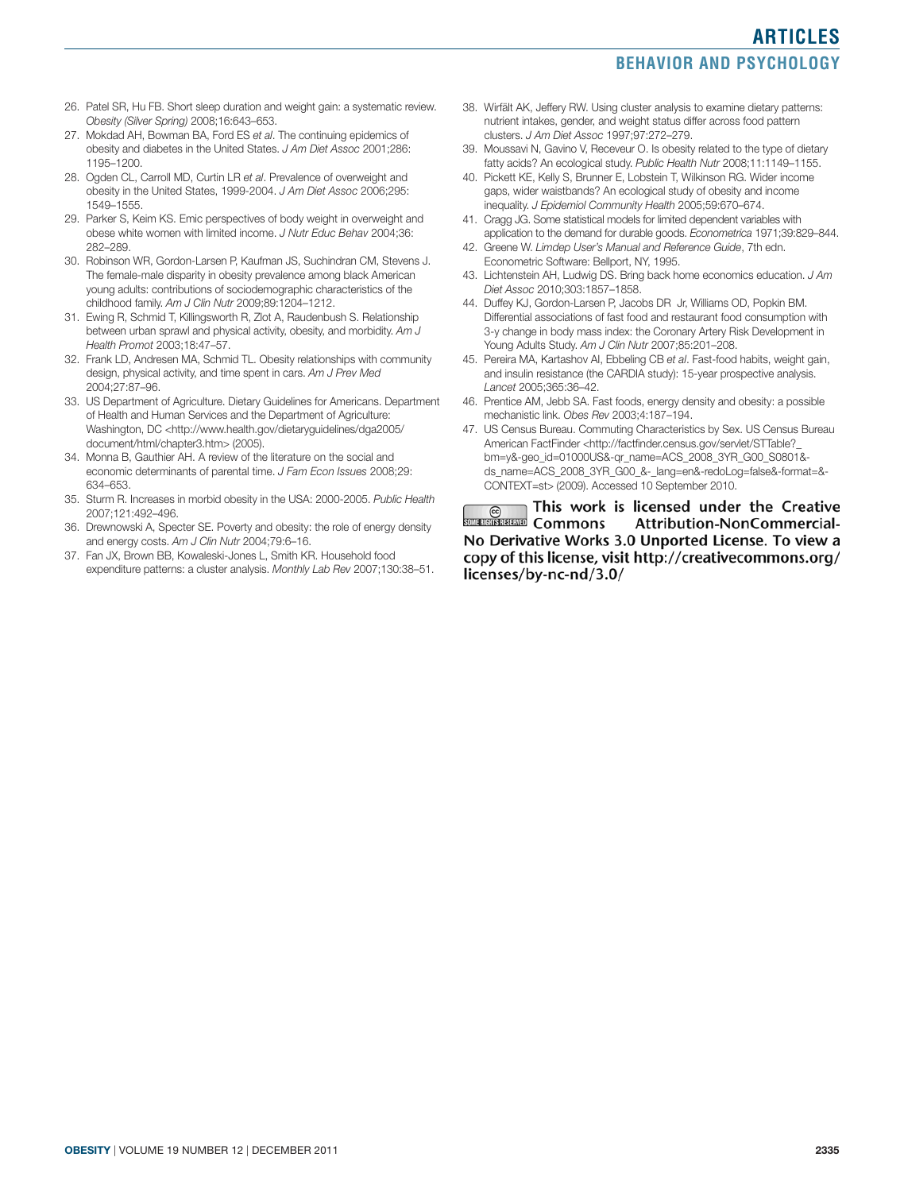26. Patel SR, Hu FB. Short sleep duration and weight gain: a systematic review. *Obesity (Silver Spring)* 2008;16:643–653.
27. Mokdad AH, Bowman BA, Ford ES *et al*. The continuing epidemics of obesity and diabetes in the United States. *J Am Diet Assoc* 2001;286: 1195–1200.
28. Ogden CL, Carroll MD, Curtin LR *et al*. Prevalence of overweight and obesity in the United States, 1999-2004. *J Am Diet Assoc* 2006;295: 1549–1555.
29. Parker S, Keim KS. Emic perspectives of body weight in overweight and obese white women with limited income. *J Nutr Educ Behav* 2004;36: 282–289.
30. Robinson WR, Gordon-Larsen P, Kaufman JS, Suchindran CM, Stevens J. The female-male disparity in obesity prevalence among black American young adults: contributions of sociodemographic characteristics of the childhood family. *Am J Clin Nutr* 2009;89:1204–1212.
31. Ewing R, Schmid T, Killingsworth R, Zlot A, Raudenbush S. Relationship between urban sprawl and physical activity, obesity, and morbidity. *Am J Health Promot* 2003;18:47–57.
32. Frank LD, Andresen MA, Schmid TL. Obesity relationships with community design, physical activity, and time spent in cars. *Am J Prev Med* 2004;27:87–96.
33. US Department of Agriculture. Dietary Guidelines for Americans. Department of Health and Human Services and the Department of Agriculture: Washington, DC <http://www.health.gov/dietaryguidelines/dga2005/document/html/chapter3.htm> (2005).
34. Monna B, Gauthier AH. A review of the literature on the social and economic determinants of parental time. *J Fam Econ Issues* 2008;29: 634–653.
35. Sturm R. Increases in morbid obesity in the USA: 2000-2005. *Public Health* 2007;121:492–496.
36. Drewnowski A, Specter SE. Poverty and obesity: the role of energy density and energy costs. *Am J Clin Nutr* 2004;79:6–16.
37. Fan JX, Brown BB, Kowaleski-Jones L, Smith KR. Household food expenditure patterns: a cluster analysis. *Monthly Lab Rev* 2007;130:38–51.
38. Wirfält AK, Jeffery RW. Using cluster analysis to examine dietary patterns: nutrient intakes, gender, and weight status differ across food pattern clusters. *J Am Diet Assoc* 1997;97:272–279.
39. Moussavi N, Gavino V, Receveur O. Is obesity related to the type of dietary fatty acids? An ecological study. *Public Health Nutr* 2008;11:1149–1155.
40. Pickett KE, Kelly S, Brunner E, Lobstein T, Wilkinson RG. Wider income gaps, wider waistbands? An ecological study of obesity and income inequality. *J Epidemiol Community Health* 2005;59:670–674.
41. Cragg JG. Some statistical models for limited dependent variables with application to the demand for durable goods. *Econometrica* 1971;39:829–844.
42. Greene W. *Limdep User's Manual and Reference Guide*, 7th edn. Econometric Software: Bellport, NY, 1995.
43. Lichtenstein AH, Ludwig DS. Bring back home economics education. *J Am Diet Assoc* 2010;303:1857–1858.
44. Duffey KJ, Gordon-Larsen P, Jacobs DR Jr, Williams OD, Popkin BM. Differential associations of fast food and restaurant food consumption with 3-y change in body mass index: the Coronary Artery Risk Development in Young Adults Study. *Am J Clin Nutr* 2007;85:201–208.
45. Pereira MA, Kartashov AI, Ebbeling CB *et al*. Fast-food habits, weight gain, and insulin resistance (the CARDIA study): 15-year prospective analysis. *Lancet* 2005;365:36–42.
46. Prentice AM, Jebb SA. Fast foods, energy density and obesity: a possible mechanistic link. *Obes Rev* 2003;4:187–194.
47. US Census Bureau. Commuting Characteristics by Sex. US Census Bureau American FactFinder <http://factfinder.census.gov/servlet/STTable?_bm=y&-geo_id=01000US&-qr_name=ACS_2008_3YR_G00_S0801&-ds_name=ACS_2008_3YR_G00_&-_lang=en&-redoLog=false&-format=&-CONTEXT=st> (2009). Accessed 10 September 2010.

**This work is licensed under the Creative Commons Attribution-NonCommercial-No Derivative Works 3.0 Unported License. To view a copy of this license, visit http://creativecommons.org/licenses/by-nc-nd/3.0/**